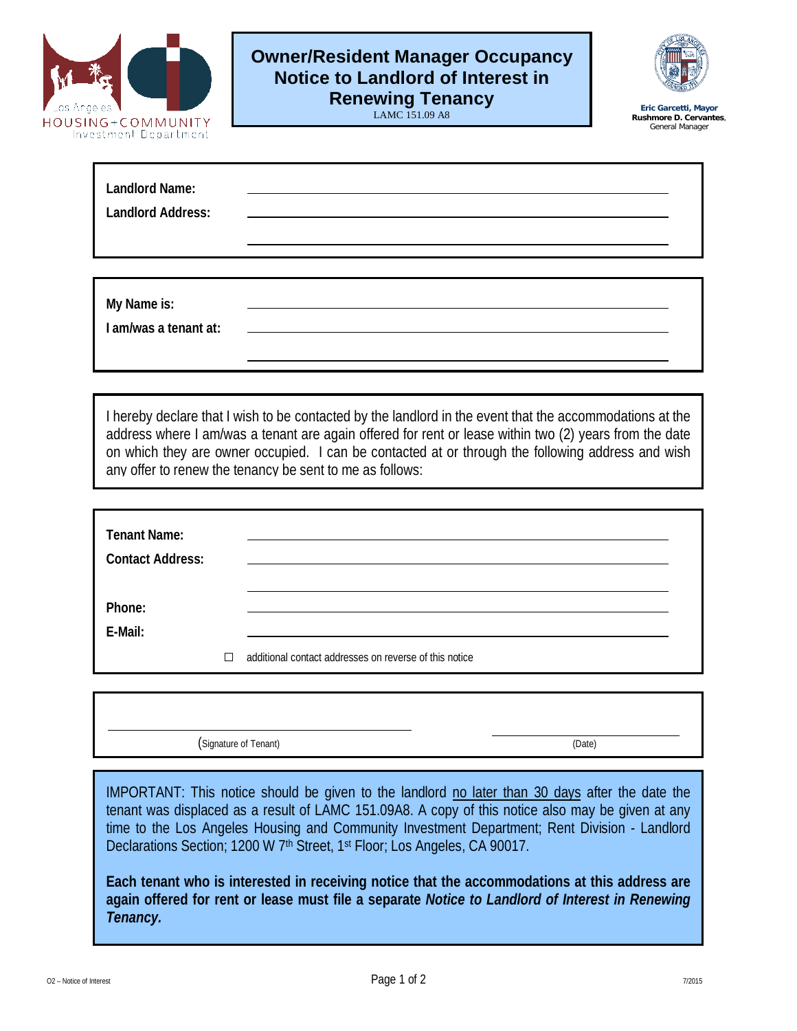Los Angeles HOUSING+COMMUNITY Investment Department

# Owner/Resident Manager Occupancy Notice to Landlord of Interest in Renewing Tenancy

LAMC 151.09 A8

**Eric Garcetti, Mayor**
**Rushmore D. Cervantes**, General Manager

**Landlord Name:** \_\_\_\_\_\_\_\_\_\_\_\_\_\_\_\_\_\_\_\_\_\_\_\_\_\_\_\_\_\_\_\_\_\_\_\_\_\_\_\_

**Landlord Address:** \_\_\_\_\_\_\_\_\_\_\_\_\_\_\_\_\_\_\_\_\_\_\_\_\_\_\_\_\_\_\_\_\_\_\_\_\_\_\_\_

\_\_\_\_\_\_\_\_\_\_\_\_\_\_\_\_\_\_\_\_\_\_\_\_\_\_\_\_\_\_\_\_\_\_\_\_\_\_\_\_

**My Name is:** \_\_\_\_\_\_\_\_\_\_\_\_\_\_\_\_\_\_\_\_\_\_\_\_\_\_\_\_\_\_\_\_\_\_\_\_\_\_\_\_

**I am/was a tenant at:** \_\_\_\_\_\_\_\_\_\_\_\_\_\_\_\_\_\_\_\_\_\_\_\_\_\_\_\_\_\_\_\_\_\_\_\_\_\_\_\_

\_\_\_\_\_\_\_\_\_\_\_\_\_\_\_\_\_\_\_\_\_\_\_\_\_\_\_\_\_\_\_\_\_\_\_\_\_\_\_\_

I hereby declare that I wish to be contacted by the landlord in the event that the accommodations at the address where I am/was a tenant are again offered for rent or lease within two (2) years from the date on which they are owner occupied. I can be contacted at or through the following address and wish any offer to renew the tenancy be sent to me as follows:

**Tenant Name:** \_\_\_\_\_\_\_\_\_\_\_\_\_\_\_\_\_\_\_\_\_\_\_\_\_\_\_\_\_\_\_\_\_\_\_\_\_\_\_\_

**Contact Address:** \_\_\_\_\_\_\_\_\_\_\_\_\_\_\_\_\_\_\_\_\_\_\_\_\_\_\_\_\_\_\_\_\_\_\_\_\_\_\_\_

\_\_\_\_\_\_\_\_\_\_\_\_\_\_\_\_\_\_\_\_\_\_\_\_\_\_\_\_\_\_\_\_\_\_\_\_\_\_\_\_

**Phone:** \_\_\_\_\_\_\_\_\_\_\_\_\_\_\_\_\_\_\_\_\_\_\_\_\_\_\_\_\_\_\_\_\_\_\_\_\_\_\_\_

**E-Mail:** \_\_\_\_\_\_\_\_\_\_\_\_\_\_\_\_\_\_\_\_\_\_\_\_\_\_\_\_\_\_\_\_\_\_\_\_\_\_\_\_

☐ additional contact addresses on reverse of this notice

\_\_\_\_\_\_\_\_\_\_\_\_\_\_\_\_\_\_\_\_\_\_\_\_\_\_\_\_\_\_\_\_ \_\_\_\_\_\_\_\_\_\_\_\_\_\_\_\_\_\_\_\_

(Signature of Tenant) (Date)

IMPORTANT: This notice should be given to the landlord no later than 30 days after the date the tenant was displaced as a result of LAMC 151.09A8. A copy of this notice also may be given at any time to the Los Angeles Housing and Community Investment Department; Rent Division - Landlord Declarations Section; 1200 W 7th Street, 1st Floor; Los Angeles, CA 90017.

**Each tenant who is interested in receiving notice that the accommodations at this address are again offered for rent or lease must file a separate *Notice to Landlord of Interest in Renewing Tenancy.***

O2 – Notice of Interest 7/2015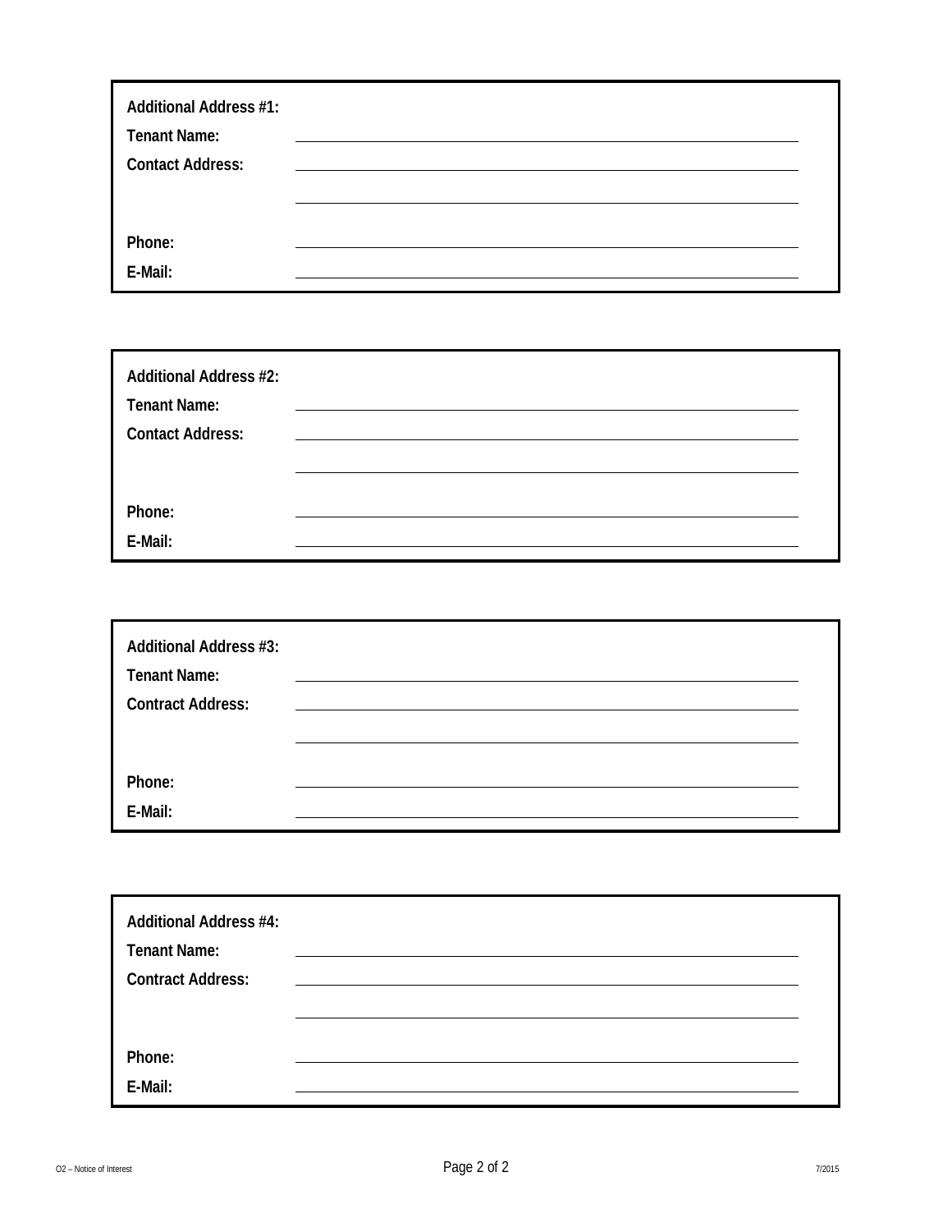**Additional Address #1:**

**Tenant Name:** ______________________________

**Contact Address:** ______________________________

______________________________

**Phone:** ______________________________

**E-Mail:** ______________________________

**Additional Address #2:**

**Tenant Name:** ______________________________

**Contact Address:** ______________________________

______________________________

**Phone:** ______________________________

**E-Mail:** ______________________________

**Additional Address #3:**

**Tenant Name:** ______________________________

**Contract Address:** ______________________________

______________________________

**Phone:** ______________________________

**E-Mail:** ______________________________

**Additional Address #4:**

**Tenant Name:** ______________________________

**Contract Address:** ______________________________

______________________________

**Phone:** ______________________________

**E-Mail:** ______________________________